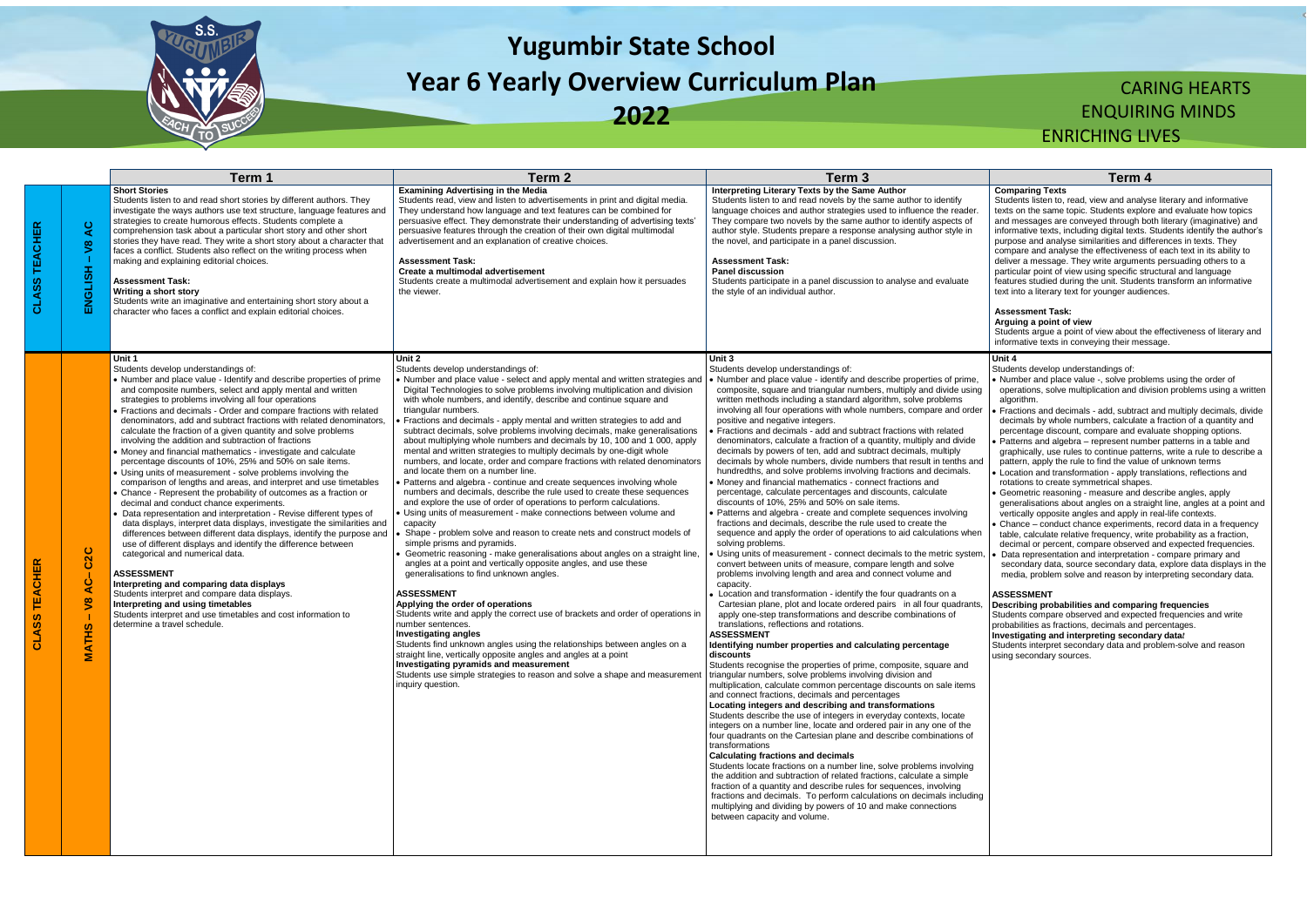# Yugumbir State School
# Year 6 Yearly Overview Curriculum Plan
# 2022

CARING HEARTS
ENQUIRING MINDS
ENRICHING LIVES

| | | Term 1 | Term 2 | Term 3 | Term 4 |
|---|---|---|---|---|---|
| CLASS TEACHER | ENGLISH – V8 AC | **Short Stories**<br>Students listen to and read short stories by different authors. They investigate the ways authors use text structure, language features and strategies to create humorous effects. Students complete a comprehension task about a particular short story and other short stories they have read. They write a short story about a character that faces a conflict. Students also reflect on the writing process when making and explaining editorial choices.<br><br>**Assessment Task:**<br>**Writing a short story**<br>Students write an imaginative and entertaining short story about a character who faces a conflict and explain editorial choices. | **Examining Advertising in the Media**<br>Students read, view and listen to advertisements in print and digital media. They understand how language and text features can be combined for persuasive effect. They demonstrate their understanding of advertising texts' persuasive features through the creation of their own digital multimodal advertisement and an explanation of creative choices.<br><br>**Assessment Task:**<br>**Create a multimodal advertisement**<br>Students create a multimodal advertisement and explain how it persuades the viewer. | **Interpreting Literary Texts by the Same Author**<br>Students listen to and read novels by the same author to identify language choices and author strategies used to influence the reader. They compare two novels by the same author to identify aspects of author style. Students prepare a response analysing author style in the novel, and participate in a panel discussion.<br><br>**Assessment Task:**<br>**Panel discussion**<br>Students participate in a panel discussion to analyse and evaluate the style of an individual author. | **Comparing Texts**<br>Students listen to, read, view and analyse literary and informative texts on the same topic. Students explore and evaluate how topics and messages are conveyed through both literary (imaginative) and informative texts, including digital texts. Students identify the author's purpose and analyse similarities and differences in texts. They compare and analyse the effectiveness of each text in its ability to deliver a message. They write arguments persuading others to a particular point of view using specific structural and language features studied during the unit. Students transform an informative text into a literary text for younger audiences.<br><br>**Assessment Task:**<br>**Arguing a point of view**<br>Students argue a point of view about the effectiveness of literary and informative texts in conveying their message. |
| CLASS TEACHER | MATHS – V8 AC– C2C | **Unit 1**<br>Students develop understandings of:<br>• Number and place value - Identify and describe properties of prime and composite numbers, select and apply mental and written strategies to problems involving all four operations<br>• Fractions and decimals - Order and compare fractions with related denominators, add and subtract fractions with related denominators, calculate the fraction of a given quantity and solve problems involving the addition and subtraction of fractions<br>• Money and financial mathematics - investigate and calculate percentage discounts of 10%, 25% and 50% on sale items.<br>• Using units of measurement - solve problems involving the comparison of lengths and areas, and interpret and use timetables<br>• Chance - Represent the probability of outcomes as a fraction or decimal and conduct chance experiments.<br>• Data representation and interpretation - Revise different types of data displays, interpret data displays, investigate the similarities and differences between different data displays, identify the purpose and use of different displays and identify the difference between categorical and numerical data.<br><br>**ASSESSMENT**<br>**Interpreting and comparing data displays**<br>Students interpret and compare data displays.<br>**Interpreting and using timetables**<br>Students interpret and use timetables and cost information to determine a travel schedule. | **Unit 2**<br>Students develop understandings of:<br>• Number and place value - select and apply mental and written strategies and Digital Technologies to solve problems involving multiplication and division with whole numbers, and identify, describe and continue square and triangular numbers.<br>• Fractions and decimals - apply mental and written strategies to add and subtract decimals, solve problems involving decimals, make generalisations about multiplying whole numbers and decimals by 10, 100 and 1 000, apply mental and written strategies to multiply decimals by one-digit whole numbers, and locate, order and compare fractions with related denominators and locate them on a number line.<br>• Patterns and algebra - continue and create sequences involving whole numbers and decimals, describe the rule used to create these sequences and explore the use of order of operations to perform calculations.<br>• Using units of measurement - make connections between volume and capacity<br>• Shape - problem solve and reason to create nets and construct models of simple prisms and pyramids.<br>• Geometric reasoning - make generalisations about angles on a straight line, angles at a point and vertically opposite angles, and use these generalisations to find unknown angles.<br><br>**ASSESSMENT**<br>**Applying the order of operations**<br>Students write and apply the correct use of brackets and order of operations in number sentences.<br>**Investigating angles**<br>Students find unknown angles using the relationships between angles on a straight line, vertically opposite angles and angles at a point<br>**Investigating pyramids and measurement**<br>Students use simple strategies to reason and solve a shape and measurement inquiry question. | **Unit 3**<br>Students develop understandings of:<br>• Number and place value - identify and describe properties of prime, composite, square and triangular numbers, multiply and divide using written methods including a standard algorithm, solve problems involving all four operations with whole numbers, compare and order positive and negative integers.<br>• Fractions and decimals - add and subtract fractions with related denominators, calculate a fraction of a quantity, multiply and divide decimals by powers of ten, add and subtract decimals, multiply decimals by whole numbers, divide numbers that result in tenths and hundredths, and solve problems involving fractions and decimals.<br>• Money and financial mathematics - connect fractions and percentage, calculate percentages and discounts, calculate discounts of 10%, 25% and 50% on sale items.<br>• Patterns and algebra - create and complete sequences involving fractions and decimals, describe the rule used to create the sequence and apply the order of operations to aid calculations when solving problems.<br>• Using units of measurement - connect decimals to the metric system, convert between units of measure, compare length and solve problems involving length and area and connect volume and capacity.<br>• Location and transformation - identify the four quadrants on a Cartesian plane, plot and locate ordered pairs in all four quadrants, apply one-step transformations and describe combinations of translations, reflections and rotations.<br>**ASSESSMENT**<br>**Identifying number properties and calculating percentage discounts**<br>Students recognise the properties of prime, composite, square and triangular numbers, solve problems involving division and multiplication, calculate common percentage discounts on sale items and connect fractions, decimals and percentages<br>**Locating integers and describing and transformations**<br>Students describe the use of integers in everyday contexts, locate integers on a number line, locate and ordered pair in any one of the four quadrants on the Cartesian plane and describe combinations of transformations<br>**Calculating fractions and decimals**<br>Students locate fractions on a number line, solve problems involving the addition and subtraction of related fractions, calculate a simple fraction of a quantity and describe rules for sequences, involving fractions and decimals. To perform calculations on decimals including multiplying and dividing by powers of 10 and make connections between capacity and volume. | **Unit 4**<br>Students develop understandings of:<br>• Number and place value -, solve problems using the order of operations, solve multiplication and division problems using a written algorithm.<br>• Fractions and decimals - add, subtract and multiply decimals, divide decimals by whole numbers, calculate a fraction of a quantity and percentage discount, compare and evaluate shopping options.<br>• Patterns and algebra – represent number patterns in a table and graphically, use rules to continue patterns, write a rule to describe a pattern, apply the rule to find the value of unknown terms<br>• Location and transformation - apply translations, reflections and rotations to create symmetrical shapes.<br>• Geometric reasoning - measure and describe angles, apply generalisations about angles on a straight line, angles at a point and vertically opposite angles and apply in real-life contexts.<br>• Chance – conduct chance experiments, record data in a frequency table, calculate relative frequency, write probability as a fraction, decimal or percent, compare observed and expected frequencies.<br>• Data representation and interpretation - compare primary and secondary data, source secondary data, explore data displays in the media, problem solve and reason by interpreting secondary data.<br><br>**ASSESSMENT**<br>**Describing probabilities and comparing frequencies**<br>Students compare observed and expected frequencies and write probabilities as fractions, decimals and percentages.<br>**Investigating and interpreting secondary data/**<br>Students interpret secondary data and problem-solve and reason using secondary sources. |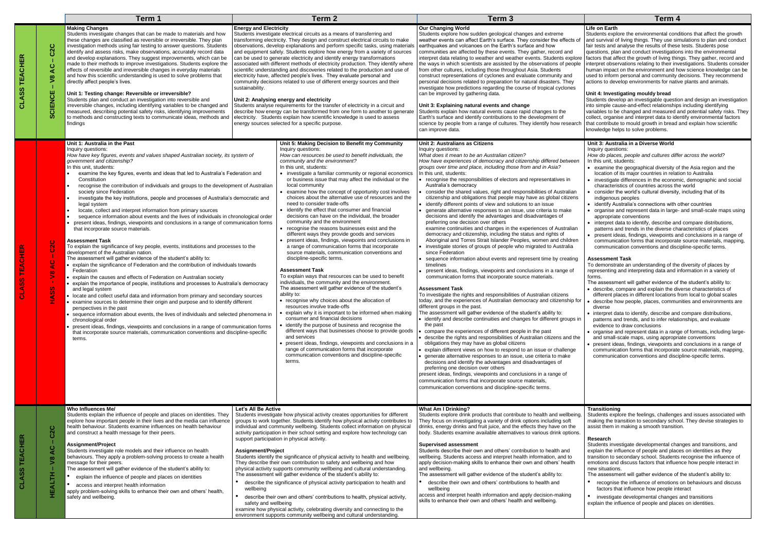| | | Term 1 | Term 2 | Term 3 | Term 4 |
|---|---|---|---|---|---|
| CLASS TEACHER | SCIENCE – V8 AC – C2C | **Making Changes**<br>Students investigate changes that can be made to materials and how these changes are classified as reversible or irreversible. They plan investigation methods using fair testing to answer questions. Students identify and assess risks, make observations, accurately record data and develop explanations. They suggest improvements, which can be made to their methods to improve investigations. Students explore the effects of reversible and irreversible changes in everyday materials and how this scientific understanding is used to solve problems that directly affect people's lives.<br><br>**Unit 1: Testing change: Reversible or irreversible?**<br>Students plan and conduct an investigation into reversible and irreversible changes, including identifying variables to be changed and measured, describing potential safety risks, identifying improvements to methods and constructing texts to communicate ideas, methods and findings | **Energy and Electricity**<br>Students investigate electrical circuits as a means of transferring and transforming electricity. They design and construct electrical circuits to make observations, develop explanations and perform specific tasks, using materials and equipment safely. Students explore how energy from a variety of sources can be used to generate electricity and identify energy transformations associated with different methods of electricity production. They identify where scientific understanding and discoveries related to the production and use of electricity have, affected people's lives. They evaluate personal and community decisions related to use of different energy sources and their sustainability.<br><br>**Unit 2: Analysing energy and electricity**<br>Students analyse requirements for the transfer of electricity in a circuit and describe how energy can be transformed from one form to another to generate electricity. Students explain how scientific knowledge is used to assess energy sources selected for a specific purpose. | **Our Changing World**<br>Students explore how sudden geological changes and extreme weather events can affect Earth's surface. They consider the effects of earthquakes and volcanoes on the Earth's surface and how communities are affected by these events. They gather, record and interpret data relating to weather and weather events. Students explore the ways in which scientists are assisted by the observations of people from other cultures, including those throughout Asia. Students construct representations of cyclones and evaluate community and personal decisions related to preparation for natural disasters. They investigate how predictions regarding the course of tropical cyclones can be improved by gathering data.<br><br>**Unit 3: Explaining natural events and change**<br>Students explain how natural events cause rapid changes to the Earth's surface and identify contributions to the development of science by people from a range of cultures. They identify how research can improve data. | **Life on Earth**<br>Students explore the environmental conditions that affect the growth and survival of living things. They use simulations to plan and conduct fair tests and analyse the results of these tests. Students pose questions, plan and conduct investigations into the environmental factors that affect the growth of living things. They gather, record and interpret observations relating to their investigations. Students consider human impact on the environment and how science knowledge can be used to inform personal and community decisions. They recommend actions to develop environments for native plants and animals.<br><br>**Unit 4: Investigating mouldy bread**<br>Students develop an investigable question and design an investigation into simple cause-and-effect relationships including identifying variables to be changed and measured and potential safety risks. They collect, organise and interpret data to identify environmental factors that contribute to mould growth in bread and explain how scientific knowledge helps to solve problems. |
| CLASS TEACHER | HASS - V8 AC – C2C | **Unit 1: Australia in the Past**<br>Inquiry questions:<br>*How have key figures, events and values shaped Australian society, its system of government and citizenship?*<br>In this unit, students:<br>• examine the key figures, events and ideas that led to Australia's Federation and Constitution<br>• recognise the contribution of individuals and groups to the development of Australian society since Federation<br>• investigate the key institutions, people and processes of Australia's democratic and legal system<br>• locate, collect and interpret information from primary sources<br>• sequence information about events and the lives of individuals in chronological order<br>• present ideas, findings, viewpoints and conclusions in a range of communication forms that incorporate source materials.<br><br>**Assessment Task**<br>To explain the significance of key people, events, institutions and processes to the development of the Australian nation.<br>The assessment will gather evidence of the student's ability to:<br>• explain the significance of Federation and the contribution of individuals towards Federation<br>• explain the causes and effects of Federation on Australian society<br>• explain the importance of people, institutions and processes to Australia's democracy and legal system<br>• locate and collect useful data and information from primary and secondary sources<br>• examine sources to determine their origin and purpose and to identify different perspectives in the past<br>• sequence information about events, the lives of individuals and selected phenomena in chronological order<br>• present ideas, findings, viewpoints and conclusions in a range of communication forms that incorporate source materials, communication conventions and discipline-specific terms.<br><br>**Unit 5: Making Decision to Benefit my Community**<br>Inquiry questions:<br>*How can resources be used to benefit individuals, the community and the environment?*<br>In this unit, students:<br>• investigate a familiar community or regional economics or business issue that may affect the individual or the local community<br>• examine how the concept of opportunity cost involves choices about the alternative use of resources and the need to consider trade-offs<br>• identify the effect that consumer and financial decisions can have on the individual, the broader community and the environment<br>• recognise the reasons businesses exist and the different ways they provide goods and services<br>• present ideas, findings, viewpoints and conclusions in a range of communication forms that incorporate source materials, communication conventions and discipline-specific terms.<br><br>**Assessment Task**<br>To explain ways that resources can be used to benefit individuals, the community and the environment.<br>The assessment will gather evidence of the student's ability to:<br>• recognise why choices about the allocation of resources involve trade-offs<br>• explain why it is important to be informed when making consumer and financial decisions<br>• identify the purpose of business and recognise the different ways that businesses choose to provide goods and services<br>• present ideas, findings, viewpoints and conclusions in a range of communication forms that incorporate communication conventions and discipline-specific terms. | (Term 1–2 combined; see previous cell) | **Unit 2: Australians as Citizens**<br>Inquiry questions:<br>*What does it mean to be an Australian citizen?*<br>*How have experiences of democracy and citizenship differed between groups over time and place, including those from and in Asia?*<br>In this unit, students:<br>• recognise the responsibilities of electors and representatives in Australia's democracy<br>• consider the shared values, right and responsibilities of Australian citizenship and obligations that people may have as global citizens<br>• identify different points of view and solutions to an issue<br>• generate alternative responses to an issue, use criteria to make decisions and identify the advantages and disadvantages of preferring one decision over others<br>examine continuities and changes in the experiences of Australian democracy and citizenship, including the status and rights of Aboriginal and Torres Strait Islander Peoples, women and children<br>• investigate stories of groups of people who migrated to Australia since Federation<br>• sequence information about events and represent time by creating timelines<br>• present ideas, findings, viewpoints and conclusions in a range of communication forms that incorporate source materials.<br><br>**Assessment Task**<br>To investigate the rights and responsibilities of Australian citizens today, and the experiences of Australian democracy and citizenship for different groups in the past.<br>The assessment will gather evidence of the student's ability to:<br>• identify and describe continuities and changes for different groups in the past<br>• compare the experiences of different people in the past<br>• describe the rights and responsibilities of Australian citizens and the obligations they may have as global citizens<br>• explain different views on how to respond to an issue or challenge<br>• generate alternative responses to an issue, use criteria to make decisions and identify the advantages and disadvantages of preferring one decision over others<br>present ideas, findings, viewpoints and conclusions in a range of communication forms that incorporate source materials, communication conventions and discipline-specific terms. | **Unit 3: Australia in a Diverse World**<br>Inquiry questions:<br>*How do places, people and cultures differ across the world?*<br>In this unit, students:<br>• examine the geographical diversity of the Asia region and the location of its major countries in relation to Australia<br>• investigate differences in the economic, demographic and social characteristics of countries across the world<br>• consider the world's cultural diversity, including that of its indigenous peoples<br>• identify Australia's connections with other countries<br>• organise and represent data in large- and small-scale maps using appropriate conventions<br>• interpret data to identify, describe and compare distributions, patterns and trends in the diverse characteristics of places<br>• present ideas, findings, viewpoints and conclusions in a range of communication forms that incorporate source materials, mapping, communication conventions and discipline-specific terms.<br><br>**Assessment Task**<br>To demonstrate an understanding of the diversity of places by representing and interpreting data and information in a variety of forms.<br>The assessment will gather evidence of the student's ability to:<br>• describe, compare and explain the diverse characteristics of different places in different locations from local to global scales<br>• describe how people, places, communities and environments are diverse<br>• interpret data to identify, describe and compare distributions, patterns and trends, and to infer relationships, and evaluate evidence to draw conclusions<br>• organise and represent data in a range of formats, including large- and small-scale maps, using appropriate conventions<br>• present ideas, findings, viewpoints and conclusions in a range of communication forms that incorporate source materials, mapping, communication conventions and discipline-specific terms. |
| CLASS TEACHER | HEALTH – V8 AC – C2C | **Who Influences Me/**<br>Students explain the influence of people and places on identities. They explore how important people in their lives and the media can influence health behaviour. Students examine influences on health behaviour and construct a health message for their peers.<br><br>**Assignment/Project**<br>Students investigate role models and their influence on health behaviours. They apply a problem-solving process to create a health message for their peers.<br>The assessment will gather evidence of the student's ability to:<br>• explain the influence of people and places on identities<br>• access and interpret health information<br>apply problem-solving skills to enhance their own and others' health, safety and wellbeing. | **Let's All Be Active**<br>Students investigate how physical activity creates opportunities for different groups to work together. Students identify how physical activity contributes to individual and community wellbeing. Students collect information on physical activity participation in their school setting and explore how technology can support participation in physical activity.<br><br>**Assignment/Project**<br>Students identify the significance of physical activity to health and wellbeing. They describe their own contribution to safety and wellbeing and how physical activity supports community wellbeing and cultural understanding.<br>The assessment will gather evidence of the student's ability to:<br>• describe the significance of physical activity participation to health and wellbeing<br>• describe their own and others' contributions to health, physical activity, safety and wellbeing<br>examine how physical activity, celebrating diversity and connecting to the environment supports community wellbeing and cultural understanding. | **What Am I Drinking?**<br>Students explore drink products that contribute to health and wellbeing. They focus on investigating a variety of drink options including soft drinks, energy drinks and fruit juice, and the effects they have on the body. Students examine available alternatives to various drink options.<br><br>**Supervised assessment**<br>Students describe their own and others' contribution to health and wellbeing. Students access and interpret health information, and to apply decision-making skills to enhance their own and others' health and wellbeing.<br>The assessment will gather evidence of the student's ability to:<br>• describe their own and others' contributions to health and wellbeing<br>access and interpret health information and apply decision-making skills to enhance their own and others' health and wellbeing. | **Transitioning**<br>Students explore the feelings, challenges and issues associated with making the transition to secondary school. They devise strategies to assist them in making a smooth transition.<br><br>**Research**<br>Students investigate developmental changes and transitions, and explain the influence of people and places on identities as they transition to secondary school. Students recognise the influence of emotions and discuss factors that influence how people interact in new situations.<br>The assessment will gather evidence of the student's ability to:<br>• recognise the influence of emotions on behaviours and discuss factors that influence how people interact<br>• investigate developmental changes and transitions<br>explain the influence of people and places on identities. |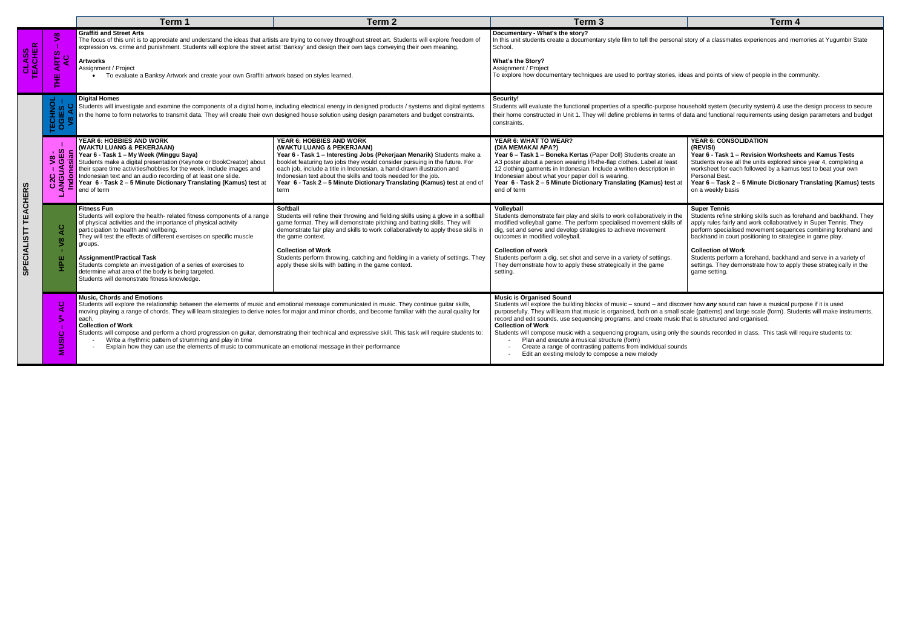| | | Term 1 | Term 2 | Term 3 | Term 4 |
|---|---|---|---|---|---|
| CLASS TEACHER | THE ARTS – V8 AC | **Graffiti and Street Arts**<br>The focus of this unit is to appreciate and understand the ideas that artists are trying to convey throughout street art. Students will explore freedom of expression vs. crime and punishment. Students will explore the street artist 'Banksy' and design their own tags conveying their own meaning.<br><br>**Artworks**<br>Assignment / Project<br>• To evaluate a Banksy Artwork and create your own Graffiti artwork based on styles learned. | | **Documentary - What's the story?**<br>In this unit students create a documentary style film to tell the personal story of a classmates experiences and memories at Yugumbir State School.<br><br>**What's the Story?**<br>Assignment / Project<br>To explore how documentary techniques are used to portray stories, ideas and points of view of people in the community. | |
| SPECIALISTT TEACHERS | TECHNOLOGIES – V8 AC | **Digital Homes**<br>Students will investigate and examine the components of a digital home, including electrical energy in designed products / systems and digital systems in the home to form networks to transmit data. They will create their own designed house solution using design parameters and budget constraints. | | **Security!**<br>Students will evaluate the functional properties of a specific-purpose household system (security system) & use the design process to secure their home constructed in Unit 1. They will define problems in terms of data and functional requirements using design parameters and budget constraints. | |
| | C2C – V8 - LANGUAGES Indonesian | **YEAR 6: HOBBIES AND WORK (WAKTU LUANG & PEKERJAAN)**<br>**Year 6 - Task 1 – My Week (Minggu Saya)**<br>Students make a digital presentation (Keynote or BookCreator) about their spare time activities/hobbies for the week. Include images and Indonesian text and an audio recording of at least one slide.<br>**Year 6 - Task 2 – 5 Minute Dictionary Translating (Kamus) test** at end of term | **YEAR 6: HOBBIES AND WORK (WAKTU LUANG & PEKERJAAN)**<br>**Year 6 - Task 1 – Interesting Jobs (Pekerjaan Menarik)** Students make a booklet featuring two jobs they would consider pursuing in the future. For each job, include a title in Indonesian, a hand-drawn illustration and Indonesian text about the skills and tools needed for the job.<br>**Year 6 - Task 2 – 5 Minute Dictionary Translating (Kamus) test** at end of term | **YEAR 6: WHAT TO WEAR? (DIA MEMAKAI APA?)**<br>**Year 6 – Task 1 – Boneka Kertas** (Paper Doll) Students create an A3 poster about a person wearing lift-the-flap clothes. Label at least 12 clothing garments in Indonesian. Include a written description in Indonesian about what your paper doll is wearing.<br>**Year 6 - Task 2 – 5 Minute Dictionary Translating (Kamus) test** at end of term | **YEAR 6: CONSOLIDATION (REVISI)**<br>**Year 6 - Task 1 – Revision Worksheets and Kamus Tests**<br>Students revise all the units explored since year 4, completing a worksheet for each followed by a kamus test to beat your own Personal Best.<br>**Year 6 – Task 2 – 5 Minute Dictionary Translating (Kamus) tests** on a weekly basis |
| | HPE - V8 AC | **Fitness Fun**<br>Students will explore the health- related fitness components of a range of physical activities and the importance of physical activity participation to health and wellbeing.<br>They will test the effects of different exercises on specific muscle groups.<br><br>**Assignment/Practical Task**<br>Students complete an investigation of a series of exercises to determine what area of the body is being targeted.<br>Students will demonstrate fitness knowledge. | **Softball**<br>Students will refine their throwing and fielding skills using a glove in a softball game format. They will demonstrate pitching and batting skills. They will demonstrate fair play and skills to work collaboratively to apply these skills in the game context.<br><br>**Collection of Work**<br>Students perform throwing, catching and fielding in a variety of settings. They apply these skills with batting in the game context. | **Volleyball**<br>Students demonstrate fair play and skills to work collaboratively in the modified volleyball game. The perform specialised movement skills of dig, set and serve and develop strategies to achieve movement outcomes in modified volleyball.<br><br>**Collection of work**<br>Students perform a dig, set shot and serve in a variety of settings. They demonstrate how to apply these strategically in the game setting. | **Super Tennis**<br>Students refine striking skills such as forehand and backhand. They apply rules fairly and work collaboratively in Super Tennis. They perform specialised movement sequences combining forehand and backhand in court positioning to strategise in game play.<br><br>**Collection of Work**<br>Students perform a forehand, backhand and serve in a variety of settings. They demonstrate how to apply these strategically in the game setting. |
| | MUSIC – V* AC | **Music, Chords and Emotions**<br>Students will explore the relationship between the elements of music and emotional message communicated in music. They continue guitar skills, moving playing a range of chords. They will learn strategies to derive notes for major and minor chords, and become familiar with the aural quality for each.<br>**Collection of Work**<br>Students will compose and perform a chord progression on guitar, demonstrating their technical and expressive skill. This task will require students to:<br>- Write a rhythmic pattern of strumming and play in time<br>- Explain how they can use the elements of music to communicate an emotional message in their performance | | **Music is Organised Sound**<br>Students will explore the building blocks of music – sound – and discover how ***any*** sound can have a musical purpose if it is used purposefully. They will learn that music is organised, both on a small scale (patterns) and large scale (form). Students will make instruments, record and edit sounds, use sequencing programs, and create music that is structured and organised.<br>**Collection of Work**<br>Students will compose music with a sequencing program, using only the sounds recorded in class. This task will require students to:<br>- Plan and execute a musical structure (form)<br>- Create a range of contrasting patterns from individual sounds<br>- Edit an existing melody to compose a new melody | |